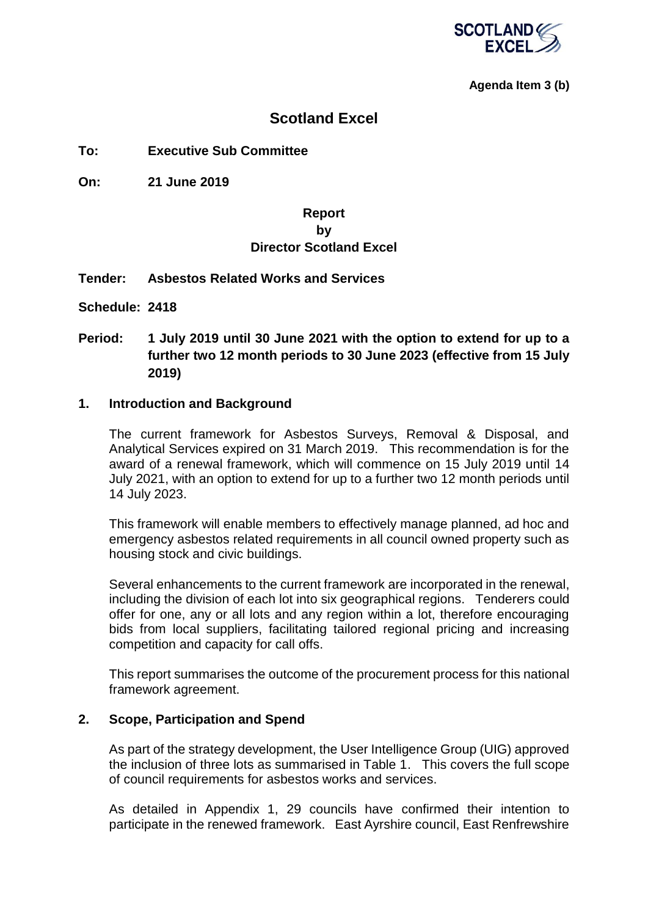**Agenda Item 3 (b)**

# Scotland Excel

**To:** **Executive Sub Committee**

**On:** **21 June 2019**

**Report**
**by**
**Director Scotland Excel**

**Tender:** **Asbestos Related Works and Services**

**Schedule:** **2418**

**Period:** **1 July 2019 until 30 June 2021 with the option to extend for up to a further two 12 month periods to 30 June 2023 (effective from 15 July 2019)**

## 1. Introduction and Background

The current framework for Asbestos Surveys, Removal & Disposal, and Analytical Services expired on 31 March 2019. This recommendation is for the award of a renewal framework, which will commence on 15 July 2019 until 14 July 2021, with an option to extend for up to a further two 12 month periods until 14 July 2023.

This framework will enable members to effectively manage planned, ad hoc and emergency asbestos related requirements in all council owned property such as housing stock and civic buildings.

Several enhancements to the current framework are incorporated in the renewal, including the division of each lot into six geographical regions. Tenderers could offer for one, any or all lots and any region within a lot, therefore encouraging bids from local suppliers, facilitating tailored regional pricing and increasing competition and capacity for call offs.

This report summarises the outcome of the procurement process for this national framework agreement.

## 2. Scope, Participation and Spend

As part of the strategy development, the User Intelligence Group (UIG) approved the inclusion of three lots as summarised in Table 1. This covers the full scope of council requirements for asbestos works and services.

As detailed in Appendix 1, 29 councils have confirmed their intention to participate in the renewed framework. East Ayrshire council, East Renfrewshire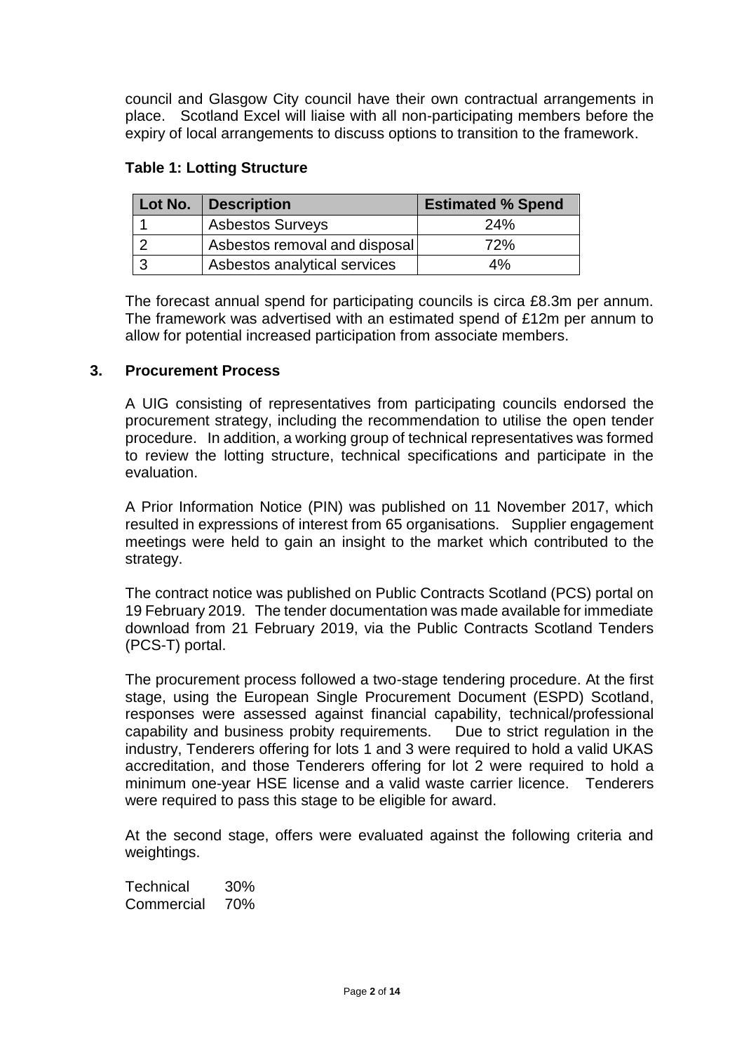council and Glasgow City council have their own contractual arrangements in place. Scotland Excel will liaise with all non-participating members before the expiry of local arrangements to discuss options to transition to the framework.

**Table 1: Lotting Structure**

| Lot No. | Description | Estimated % Spend |
|---|---|---|
| 1 | Asbestos Surveys | 24% |
| 2 | Asbestos removal and disposal | 72% |
| 3 | Asbestos analytical services | 4% |

The forecast annual spend for participating councils is circa £8.3m per annum. The framework was advertised with an estimated spend of £12m per annum to allow for potential increased participation from associate members.

## 3. Procurement Process

A UIG consisting of representatives from participating councils endorsed the procurement strategy, including the recommendation to utilise the open tender procedure. In addition, a working group of technical representatives was formed to review the lotting structure, technical specifications and participate in the evaluation.

A Prior Information Notice (PIN) was published on 11 November 2017, which resulted in expressions of interest from 65 organisations. Supplier engagement meetings were held to gain an insight to the market which contributed to the strategy.

The contract notice was published on Public Contracts Scotland (PCS) portal on 19 February 2019. The tender documentation was made available for immediate download from 21 February 2019, via the Public Contracts Scotland Tenders (PCS-T) portal.

The procurement process followed a two-stage tendering procedure. At the first stage, using the European Single Procurement Document (ESPD) Scotland, responses were assessed against financial capability, technical/professional capability and business probity requirements. Due to strict regulation in the industry, Tenderers offering for lots 1 and 3 were required to hold a valid UKAS accreditation, and those Tenderers offering for lot 2 were required to hold a minimum one-year HSE license and a valid waste carrier licence. Tenderers were required to pass this stage to be eligible for award.

At the second stage, offers were evaluated against the following criteria and weightings.

Technical 30%
Commercial 70%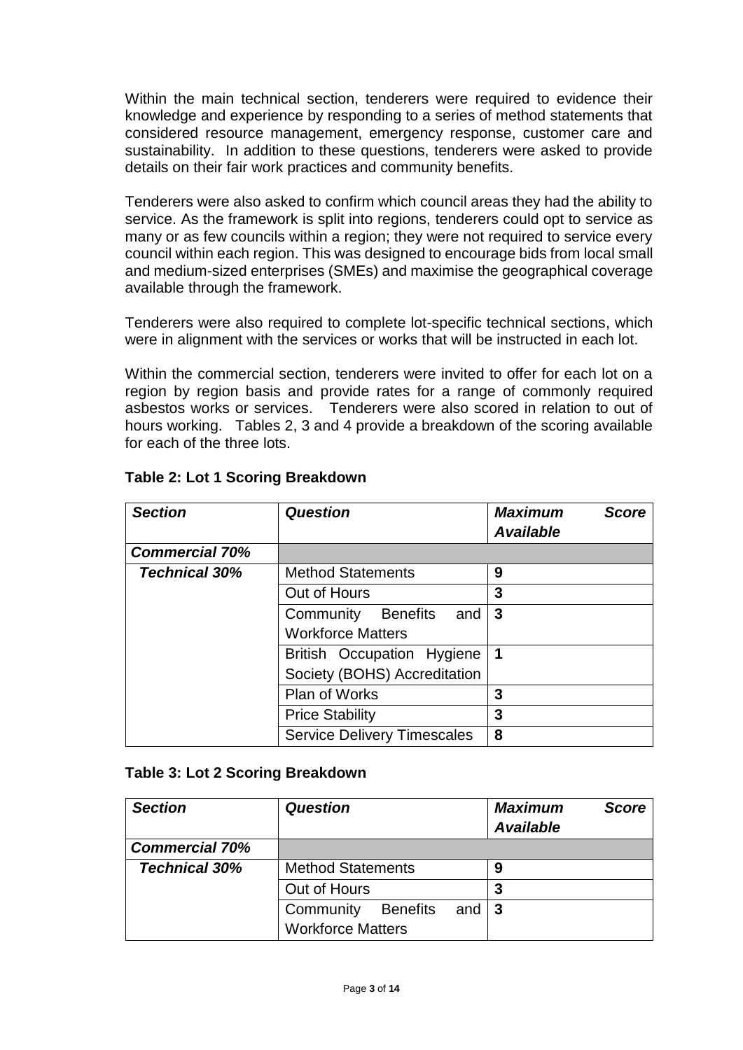Within the main technical section, tenderers were required to evidence their knowledge and experience by responding to a series of method statements that considered resource management, emergency response, customer care and sustainability. In addition to these questions, tenderers were asked to provide details on their fair work practices and community benefits.

Tenderers were also asked to confirm which council areas they had the ability to service. As the framework is split into regions, tenderers could opt to service as many or as few councils within a region; they were not required to service every council within each region. This was designed to encourage bids from local small and medium-sized enterprises (SMEs) and maximise the geographical coverage available through the framework.

Tenderers were also required to complete lot-specific technical sections, which were in alignment with the services or works that will be instructed in each lot.

Within the commercial section, tenderers were invited to offer for each lot on a region by region basis and provide rates for a range of commonly required asbestos works or services. Tenderers were also scored in relation to out of hours working. Tables 2, 3 and 4 provide a breakdown of the scoring available for each of the three lots.

**Table 2: Lot 1 Scoring Breakdown**

| *Section* | *Question* | *Maximum Score Available* |
|---|---|---|
| ***Commercial 70%*** | | |
| ***Technical 30%*** | Method Statements | **9** |
| | Out of Hours | **3** |
| | Community Benefits and Workforce Matters | **3** |
| | British Occupation Hygiene Society (BOHS) Accreditation | **1** |
| | Plan of Works | **3** |
| | Price Stability | **3** |
| | Service Delivery Timescales | **8** |

**Table 3: Lot 2 Scoring Breakdown**

| *Section* | *Question* | *Maximum Score Available* |
|---|---|---|
| ***Commercial 70%*** | | |
| ***Technical 30%*** | Method Statements | **9** |
| | Out of Hours | **3** |
| | Community Benefits and Workforce Matters | **3** |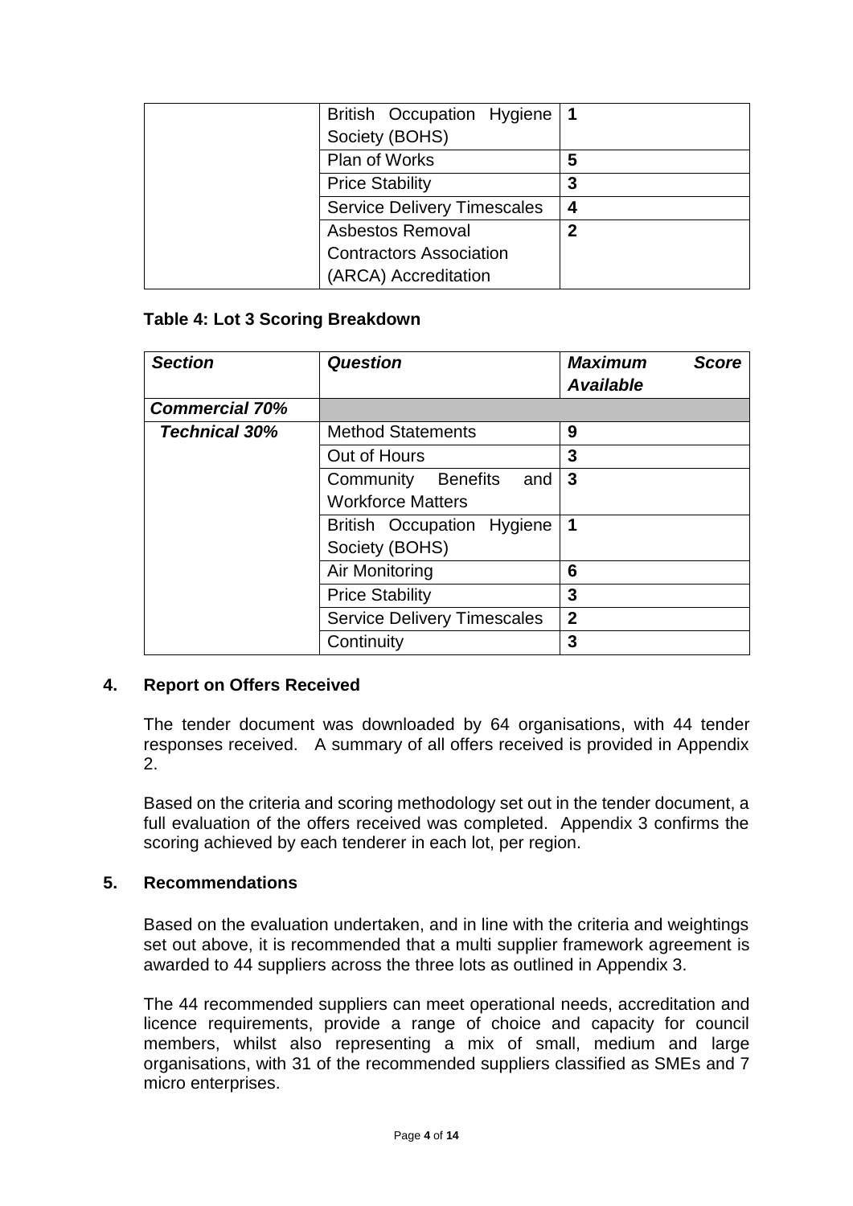| | | |
|---|---|---|
| | British Occupation Hygiene Society (BOHS) | **1** |
| | Plan of Works | **5** |
| | Price Stability | **3** |
| | Service Delivery Timescales | **4** |
| | Asbestos Removal Contractors Association (ARCA) Accreditation | **2** |

**Table 4: Lot 3 Scoring Breakdown**

| ***Section*** | ***Question*** | ***Maximum Score Available*** |
|---|---|---|
| ***Commercial 70%*** | | |
| ***Technical 30%*** | Method Statements | **9** |
| | Out of Hours | **3** |
| | Community Benefits and Workforce Matters | **3** |
| | British Occupation Hygiene Society (BOHS) | **1** |
| | Air Monitoring | **6** |
| | Price Stability | **3** |
| | Service Delivery Timescales | **2** |
| | Continuity | **3** |

## 4. Report on Offers Received

The tender document was downloaded by 64 organisations, with 44 tender responses received. A summary of all offers received is provided in Appendix 2.

Based on the criteria and scoring methodology set out in the tender document, a full evaluation of the offers received was completed. Appendix 3 confirms the scoring achieved by each tenderer in each lot, per region.

## 5. Recommendations

Based on the evaluation undertaken, and in line with the criteria and weightings set out above, it is recommended that a multi supplier framework agreement is awarded to 44 suppliers across the three lots as outlined in Appendix 3.

The 44 recommended suppliers can meet operational needs, accreditation and licence requirements, provide a range of choice and capacity for council members, whilst also representing a mix of small, medium and large organisations, with 31 of the recommended suppliers classified as SMEs and 7 micro enterprises.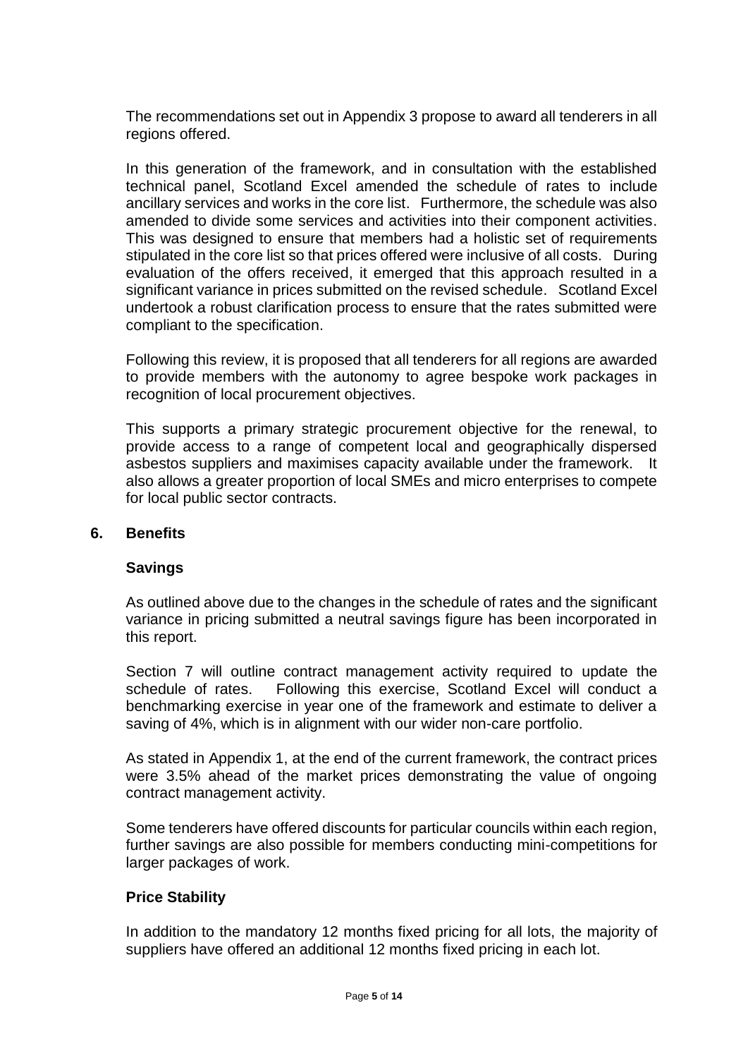The recommendations set out in Appendix 3 propose to award all tenderers in all regions offered.

In this generation of the framework, and in consultation with the established technical panel, Scotland Excel amended the schedule of rates to include ancillary services and works in the core list. Furthermore, the schedule was also amended to divide some services and activities into their component activities. This was designed to ensure that members had a holistic set of requirements stipulated in the core list so that prices offered were inclusive of all costs. During evaluation of the offers received, it emerged that this approach resulted in a significant variance in prices submitted on the revised schedule. Scotland Excel undertook a robust clarification process to ensure that the rates submitted were compliant to the specification.

Following this review, it is proposed that all tenderers for all regions are awarded to provide members with the autonomy to agree bespoke work packages in recognition of local procurement objectives.

This supports a primary strategic procurement objective for the renewal, to provide access to a range of competent local and geographically dispersed asbestos suppliers and maximises capacity available under the framework. It also allows a greater proportion of local SMEs and micro enterprises to compete for local public sector contracts.

## 6. Benefits

### Savings

As outlined above due to the changes in the schedule of rates and the significant variance in pricing submitted a neutral savings figure has been incorporated in this report.

Section 7 will outline contract management activity required to update the schedule of rates. Following this exercise, Scotland Excel will conduct a benchmarking exercise in year one of the framework and estimate to deliver a saving of 4%, which is in alignment with our wider non-care portfolio.

As stated in Appendix 1, at the end of the current framework, the contract prices were 3.5% ahead of the market prices demonstrating the value of ongoing contract management activity.

Some tenderers have offered discounts for particular councils within each region, further savings are also possible for members conducting mini-competitions for larger packages of work.

### Price Stability

In addition to the mandatory 12 months fixed pricing for all lots, the majority of suppliers have offered an additional 12 months fixed pricing in each lot.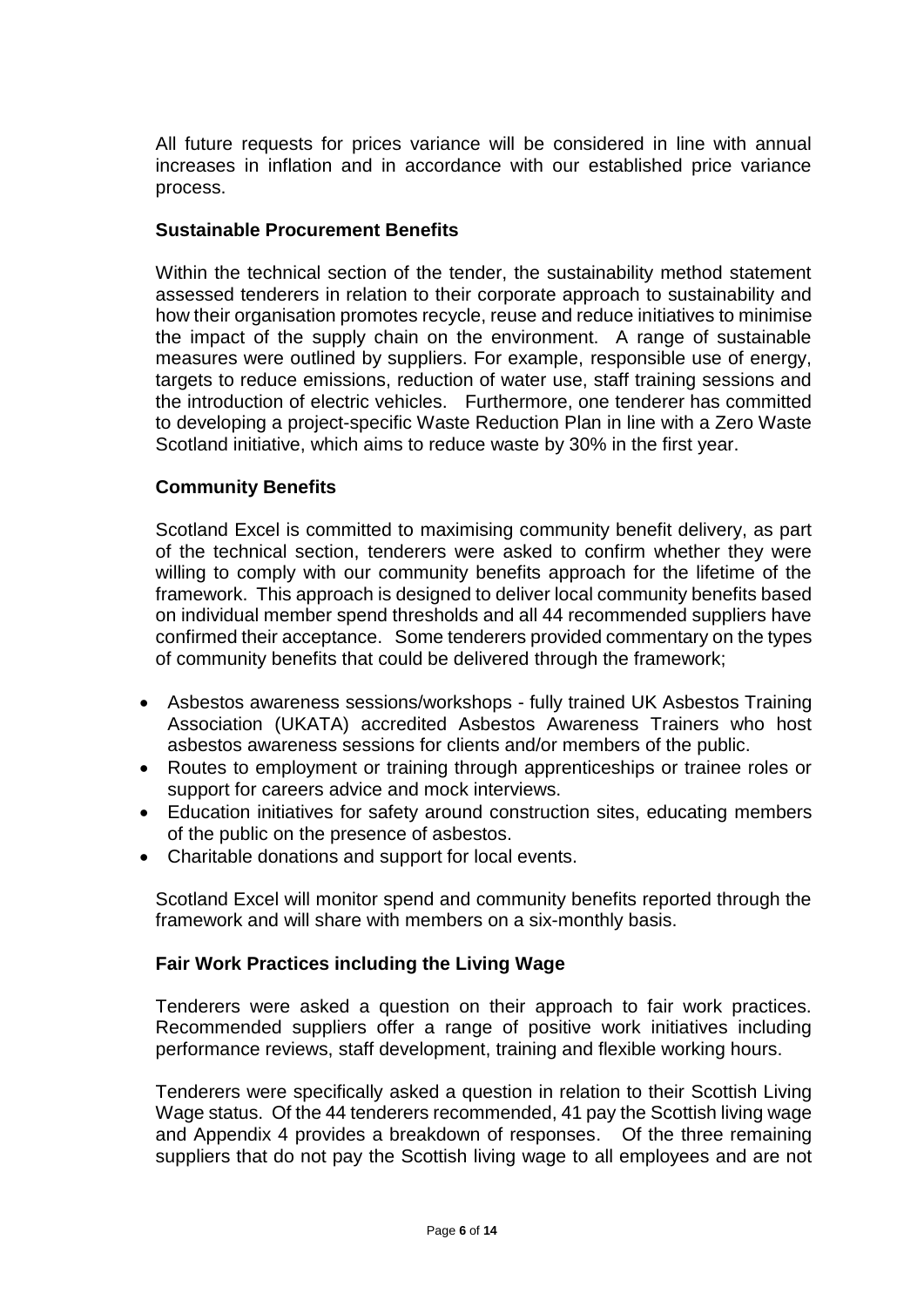All future requests for prices variance will be considered in line with annual increases in inflation and in accordance with our established price variance process.

**Sustainable Procurement Benefits**

Within the technical section of the tender, the sustainability method statement assessed tenderers in relation to their corporate approach to sustainability and how their organisation promotes recycle, reuse and reduce initiatives to minimise the impact of the supply chain on the environment. A range of sustainable measures were outlined by suppliers. For example, responsible use of energy, targets to reduce emissions, reduction of water use, staff training sessions and the introduction of electric vehicles. Furthermore, one tenderer has committed to developing a project-specific Waste Reduction Plan in line with a Zero Waste Scotland initiative, which aims to reduce waste by 30% in the first year.

**Community Benefits**

Scotland Excel is committed to maximising community benefit delivery, as part of the technical section, tenderers were asked to confirm whether they were willing to comply with our community benefits approach for the lifetime of the framework. This approach is designed to deliver local community benefits based on individual member spend thresholds and all 44 recommended suppliers have confirmed their acceptance. Some tenderers provided commentary on the types of community benefits that could be delivered through the framework;

- Asbestos awareness sessions/workshops - fully trained UK Asbestos Training Association (UKATA) accredited Asbestos Awareness Trainers who host asbestos awareness sessions for clients and/or members of the public.
- Routes to employment or training through apprenticeships or trainee roles or support for careers advice and mock interviews.
- Education initiatives for safety around construction sites, educating members of the public on the presence of asbestos.
- Charitable donations and support for local events.

Scotland Excel will monitor spend and community benefits reported through the framework and will share with members on a six-monthly basis.

**Fair Work Practices including the Living Wage**

Tenderers were asked a question on their approach to fair work practices. Recommended suppliers offer a range of positive work initiatives including performance reviews, staff development, training and flexible working hours.

Tenderers were specifically asked a question in relation to their Scottish Living Wage status. Of the 44 tenderers recommended, 41 pay the Scottish living wage and Appendix 4 provides a breakdown of responses. Of the three remaining suppliers that do not pay the Scottish living wage to all employees and are not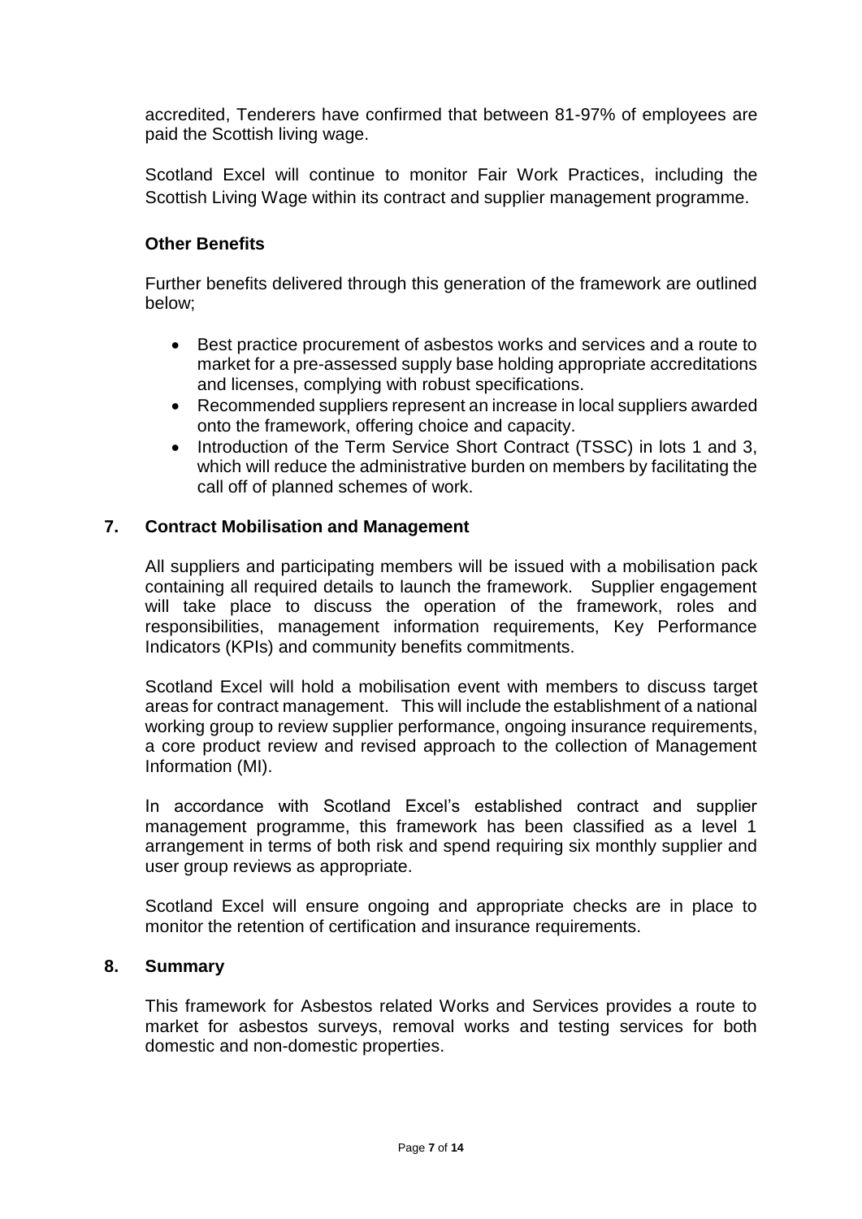accredited, Tenderers have confirmed that between 81-97% of employees are paid the Scottish living wage.

Scotland Excel will continue to monitor Fair Work Practices, including the Scottish Living Wage within its contract and supplier management programme.

**Other Benefits**

Further benefits delivered through this generation of the framework are outlined below;

- Best practice procurement of asbestos works and services and a route to market for a pre-assessed supply base holding appropriate accreditations and licenses, complying with robust specifications.
- Recommended suppliers represent an increase in local suppliers awarded onto the framework, offering choice and capacity.
- Introduction of the Term Service Short Contract (TSSC) in lots 1 and 3, which will reduce the administrative burden on members by facilitating the call off of planned schemes of work.

## 7. Contract Mobilisation and Management

All suppliers and participating members will be issued with a mobilisation pack containing all required details to launch the framework. Supplier engagement will take place to discuss the operation of the framework, roles and responsibilities, management information requirements, Key Performance Indicators (KPIs) and community benefits commitments.

Scotland Excel will hold a mobilisation event with members to discuss target areas for contract management. This will include the establishment of a national working group to review supplier performance, ongoing insurance requirements, a core product review and revised approach to the collection of Management Information (MI).

In accordance with Scotland Excel's established contract and supplier management programme, this framework has been classified as a level 1 arrangement in terms of both risk and spend requiring six monthly supplier and user group reviews as appropriate.

Scotland Excel will ensure ongoing and appropriate checks are in place to monitor the retention of certification and insurance requirements.

## 8. Summary

This framework for Asbestos related Works and Services provides a route to market for asbestos surveys, removal works and testing services for both domestic and non-domestic properties.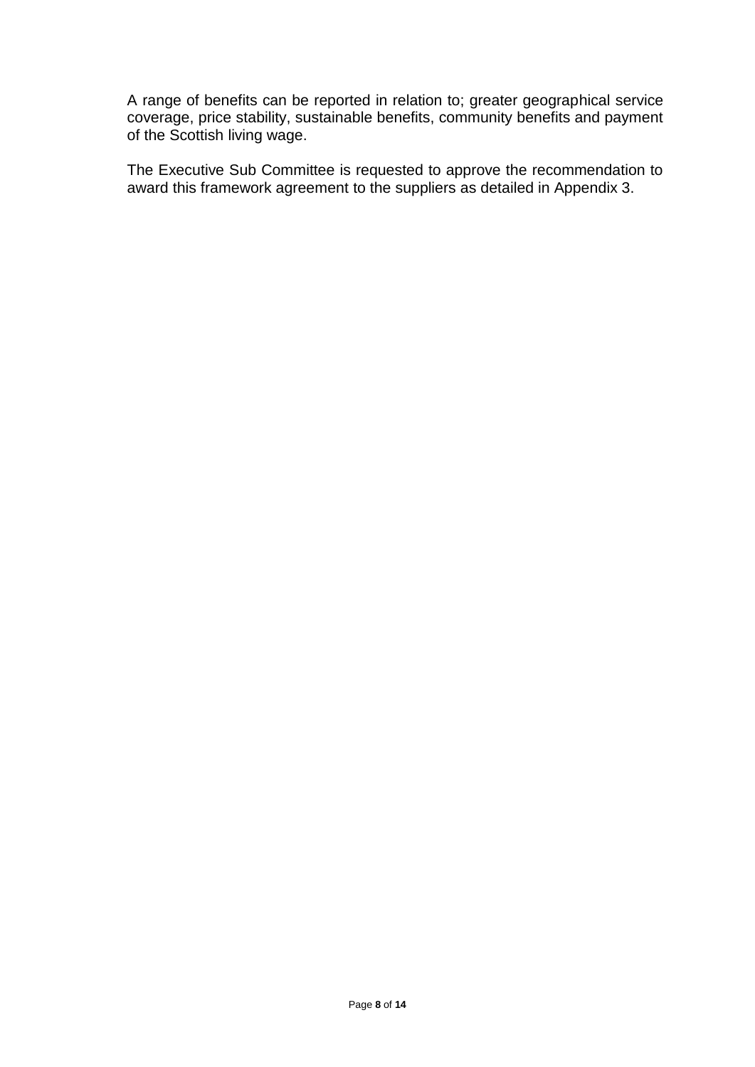A range of benefits can be reported in relation to; greater geographical service coverage, price stability, sustainable benefits, community benefits and payment of the Scottish living wage.

The Executive Sub Committee is requested to approve the recommendation to award this framework agreement to the suppliers as detailed in Appendix 3.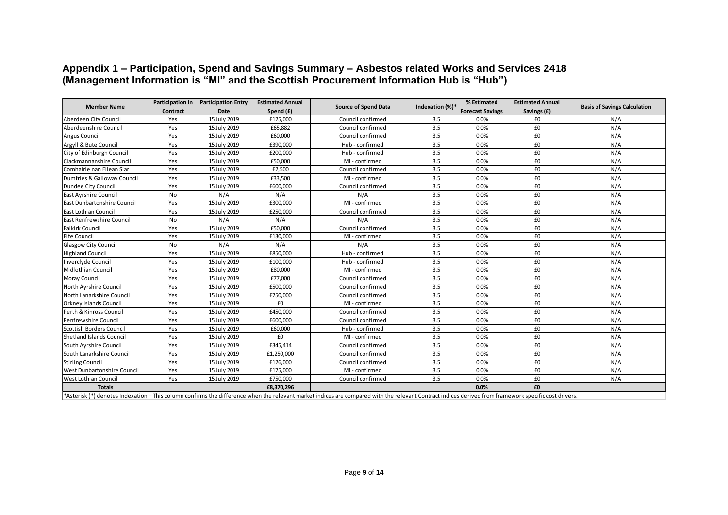## Appendix 1 – Participation, Spend and Savings Summary – Asbestos related Works and Services 2418 (Management Information is "MI" and the Scottish Procurement Information Hub is "Hub")

| Member Name | Participation in Contract | Participation Entry Date | Estimated Annual Spend (£) | Source of Spend Data | Indexation (%)* | % Estimated Forecast Savings | Estimated Annual Savings (£) | Basis of Savings Calculation |
|---|---|---|---|---|---|---|---|---|
| Aberdeen City Council | Yes | 15 July 2019 | £125,000 | Council confirmed | 3.5 | 0.0% | £0 | N/A |
| Aberdeenshire Council | Yes | 15 July 2019 | £65,882 | Council confirmed | 3.5 | 0.0% | £0 | N/A |
| Angus Council | Yes | 15 July 2019 | £60,000 | Council confirmed | 3.5 | 0.0% | £0 | N/A |
| Argyll & Bute Council | Yes | 15 July 2019 | £390,000 | Hub - confirmed | 3.5 | 0.0% | £0 | N/A |
| City of Edinburgh Council | Yes | 15 July 2019 | £200,000 | Hub - confirmed | 3.5 | 0.0% | £0 | N/A |
| Clackmannanshire Council | Yes | 15 July 2019 | £50,000 | MI - confirmed | 3.5 | 0.0% | £0 | N/A |
| Comhairle nan Eilean Siar | Yes | 15 July 2019 | £2,500 | Council confirmed | 3.5 | 0.0% | £0 | N/A |
| Dumfries & Galloway Council | Yes | 15 July 2019 | £33,500 | MI - confirmed | 3.5 | 0.0% | £0 | N/A |
| Dundee City Council | Yes | 15 July 2019 | £600,000 | Council confirmed | 3.5 | 0.0% | £0 | N/A |
| East Ayrshire Council | No | N/A | N/A | N/A | 3.5 | 0.0% | £0 | N/A |
| East Dunbartonshire Council | Yes | 15 July 2019 | £300,000 | MI - confirmed | 3.5 | 0.0% | £0 | N/A |
| East Lothian Council | Yes | 15 July 2019 | £250,000 | Council confirmed | 3.5 | 0.0% | £0 | N/A |
| East Renfrewshire Council | No | N/A | N/A | N/A | 3.5 | 0.0% | £0 | N/A |
| Falkirk Council | Yes | 15 July 2019 | £50,000 | Council confirmed | 3.5 | 0.0% | £0 | N/A |
| Fife Council | Yes | 15 July 2019 | £130,000 | MI - confirmed | 3.5 | 0.0% | £0 | N/A |
| Glasgow City Council | No | N/A | N/A | N/A | 3.5 | 0.0% | £0 | N/A |
| Highland Council | Yes | 15 July 2019 | £850,000 | Hub - confirmed | 3.5 | 0.0% | £0 | N/A |
| Inverclyde Council | Yes | 15 July 2019 | £100,000 | Hub - confirmed | 3.5 | 0.0% | £0 | N/A |
| Midlothian Council | Yes | 15 July 2019 | £80,000 | MI - confirmed | 3.5 | 0.0% | £0 | N/A |
| Moray Council | Yes | 15 July 2019 | £77,000 | Council confirmed | 3.5 | 0.0% | £0 | N/A |
| North Ayrshire Council | Yes | 15 July 2019 | £500,000 | Council confirmed | 3.5 | 0.0% | £0 | N/A |
| North Lanarkshire Council | Yes | 15 July 2019 | £750,000 | Council confirmed | 3.5 | 0.0% | £0 | N/A |
| Orkney Islands Council | Yes | 15 July 2019 | £0 | MI - confirmed | 3.5 | 0.0% | £0 | N/A |
| Perth & Kinross Council | Yes | 15 July 2019 | £450,000 | Council confirmed | 3.5 | 0.0% | £0 | N/A |
| Renfrewshire Council | Yes | 15 July 2019 | £600,000 | Council confirmed | 3.5 | 0.0% | £0 | N/A |
| Scottish Borders Council | Yes | 15 July 2019 | £60,000 | Hub - confirmed | 3.5 | 0.0% | £0 | N/A |
| Shetland Islands Council | Yes | 15 July 2019 | £0 | MI - confirmed | 3.5 | 0.0% | £0 | N/A |
| South Ayrshire Council | Yes | 15 July 2019 | £345,414 | Council confirmed | 3.5 | 0.0% | £0 | N/A |
| South Lanarkshire Council | Yes | 15 July 2019 | £1,250,000 | Council confirmed | 3.5 | 0.0% | £0 | N/A |
| Stirling Council | Yes | 15 July 2019 | £126,000 | Council confirmed | 3.5 | 0.0% | £0 | N/A |
| West Dunbartonshire Council | Yes | 15 July 2019 | £175,000 | MI - confirmed | 3.5 | 0.0% | £0 | N/A |
| West Lothian Council | Yes | 15 July 2019 | £750,000 | Council confirmed | 3.5 | 0.0% | £0 | N/A |
| **Totals** | | | **£8,370,296** | | | **0.0%** | **£0** | |

*Asterisk (*) denotes Indexation – This column confirms the difference when the relevant market indices are compared with the relevant Contract indices derived from framework specific cost drivers.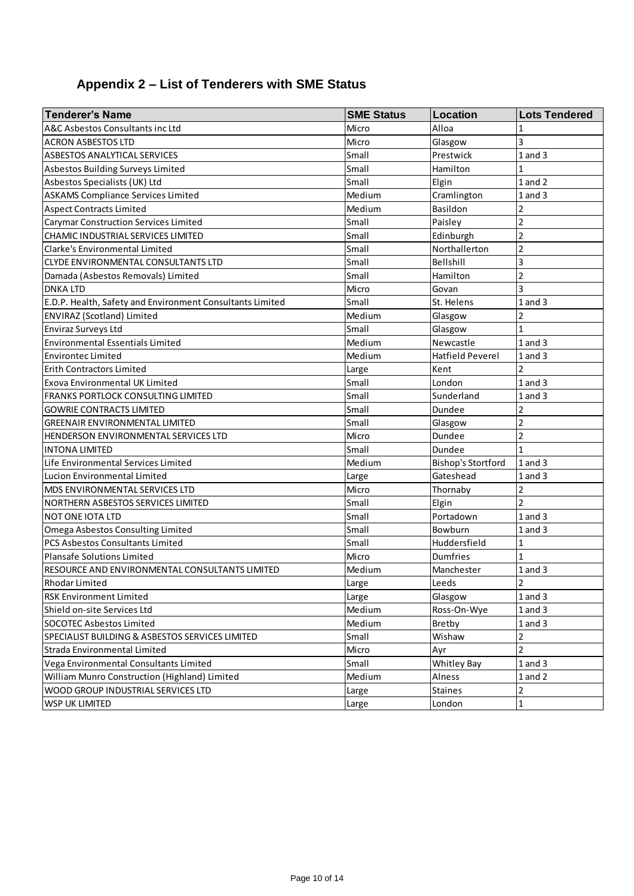## Appendix 2 – List of Tenderers with SME Status

| Tenderer's Name | SME Status | Location | Lots Tendered |
|---|---|---|---|
| A&C Asbestos Consultants inc Ltd | Micro | Alloa | 1 |
| ACRON ASBESTOS LTD | Micro | Glasgow | 3 |
| ASBESTOS ANALYTICAL SERVICES | Small | Prestwick | 1 and 3 |
| Asbestos Building Surveys Limited | Small | Hamilton | 1 |
| Asbestos Specialists (UK) Ltd | Small | Elgin | 1 and 2 |
| ASKAMS Compliance Services Limited | Medium | Cramlington | 1 and 3 |
| Aspect Contracts Limited | Medium | Basildon | 2 |
| Carymar Construction Services Limited | Small | Paisley | 2 |
| CHAMIC INDUSTRIAL SERVICES LIMITED | Small | Edinburgh | 2 |
| Clarke's Environmental Limited | Small | Northallerton | 2 |
| CLYDE ENVIRONMENTAL CONSULTANTS LTD | Small | Bellshill | 3 |
| Damada (Asbestos Removals) Limited | Small | Hamilton | 2 |
| DNKA LTD | Micro | Govan | 3 |
| E.D.P. Health, Safety and Environment Consultants Limited | Small | St. Helens | 1 and 3 |
| ENVIRAZ (Scotland) Limited | Medium | Glasgow | 2 |
| Enviraz Surveys Ltd | Small | Glasgow | 1 |
| Environmental Essentials Limited | Medium | Newcastle | 1 and 3 |
| Environtec Limited | Medium | Hatfield Peverel | 1 and 3 |
| Erith Contractors Limited | Large | Kent | 2 |
| Exova Environmental UK Limited | Small | London | 1 and 3 |
| FRANKS PORTLOCK CONSULTING LIMITED | Small | Sunderland | 1 and 3 |
| GOWRIE CONTRACTS LIMITED | Small | Dundee | 2 |
| GREENAIR ENVIRONMENTAL LIMITED | Small | Glasgow | 2 |
| HENDERSON ENVIRONMENTAL SERVICES LTD | Micro | Dundee | 2 |
| INTONA LIMITED | Small | Dundee | 1 |
| Life Environmental Services Limited | Medium | Bishop's Stortford | 1 and 3 |
| Lucion Environmental Limited | Large | Gateshead | 1 and 3 |
| MDS ENVIRONMENTAL SERVICES LTD | Micro | Thornaby | 2 |
| NORTHERN ASBESTOS SERVICES LIMITED | Small | Elgin | 2 |
| NOT ONE IOTA LTD | Small | Portadown | 1 and 3 |
| Omega Asbestos Consulting Limited | Small | Bowburn | 1 and 3 |
| PCS Asbestos Consultants Limited | Small | Huddersfield | 1 |
| Plansafe Solutions Limited | Micro | Dumfries | 1 |
| RESOURCE AND ENVIRONMENTAL CONSULTANTS LIMITED | Medium | Manchester | 1 and 3 |
| Rhodar Limited | Large | Leeds | 2 |
| RSK Environment Limited | Large | Glasgow | 1 and 3 |
| Shield on-site Services Ltd | Medium | Ross-On-Wye | 1 and 3 |
| SOCOTEC Asbestos Limited | Medium | Bretby | 1 and 3 |
| SPECIALIST BUILDING & ASBESTOS SERVICES LIMITED | Small | Wishaw | 2 |
| Strada Environmental Limited | Micro | Ayr | 2 |
| Vega Environmental Consultants Limited | Small | Whitley Bay | 1 and 3 |
| William Munro Construction (Highland) Limited | Medium | Alness | 1 and 2 |
| WOOD GROUP INDUSTRIAL SERVICES LTD | Large | Staines | 2 |
| WSP UK LIMITED | Large | London | 1 |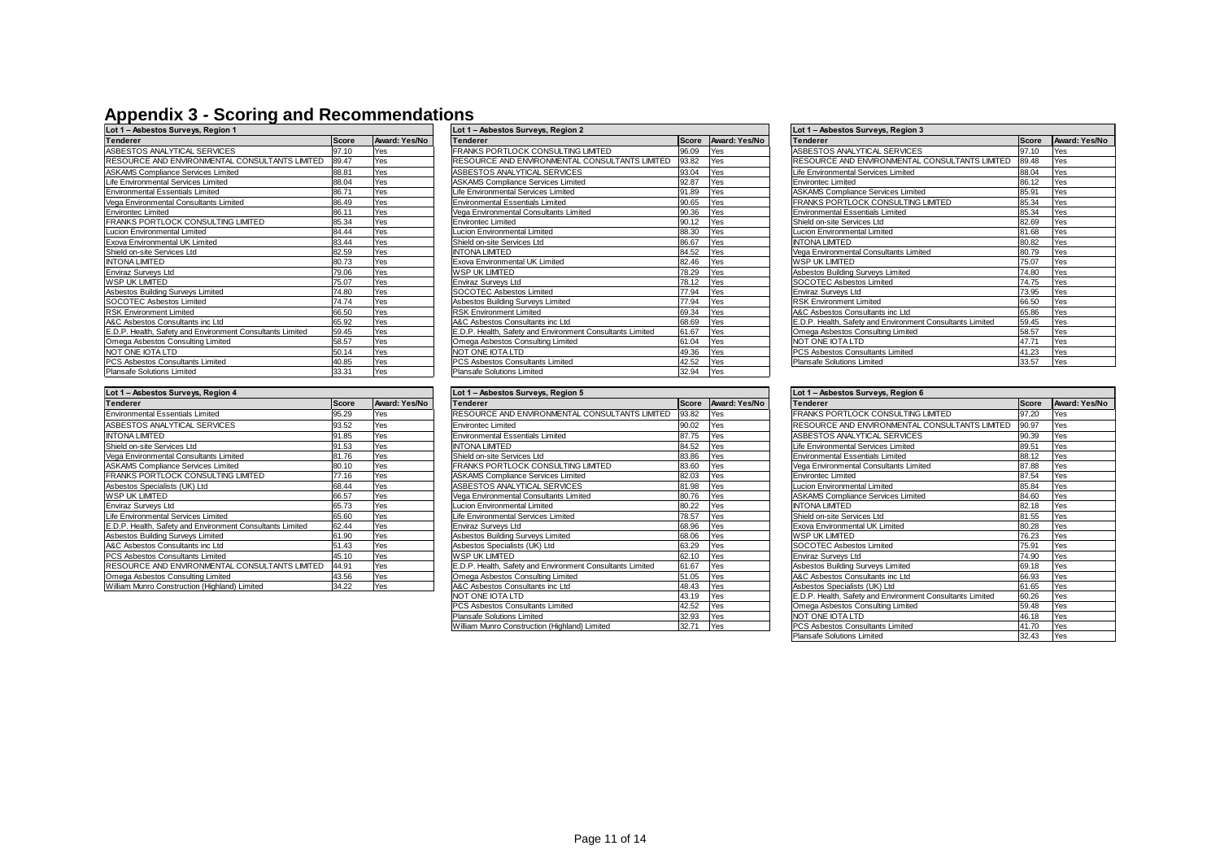# Appendix 3 - Scoring and Recommendations

| Lot 1 – Asbestos Surveys, Region 1 | | |
|---|---|---|
| **Tenderer** | **Score** | **Award: Yes/No** |
| ASBESTOS ANALYTICAL SERVICES | 97.10 | Yes |
| RESOURCE AND ENVIRONMENTAL CONSULTANTS LIMITED | 89.47 | Yes |
| ASKAMS Compliance Services Limited | 88.81 | Yes |
| Life Environmental Services Limited | 88.04 | Yes |
| Environmental Essentials Limited | 86.71 | Yes |
| Vega Environmental Consultants Limited | 86.49 | Yes |
| Environtec Limited | 86.11 | Yes |
| FRANKS PORTLOCK CONSULTING LIMITED | 85.34 | Yes |
| Lucion Environmental Limited | 84.44 | Yes |
| Exova Environmental UK Limited | 83.44 | Yes |
| Shield on-site Services Ltd | 82.59 | Yes |
| INTONA LIMITED | 80.73 | Yes |
| Enviraz Surveys Ltd | 79.06 | Yes |
| WSP UK LIMITED | 75.07 | Yes |
| Asbestos Building Surveys Limited | 74.80 | Yes |
| SOCOTEC Asbestos Limited | 74.74 | Yes |
| RSK Environment Limited | 66.50 | Yes |
| A&C Asbestos Consultants inc Ltd | 65.92 | Yes |
| E.D.P. Health, Safety and Environment Consultants Limited | 59.45 | Yes |
| Omega Asbestos Consulting Limited | 58.57 | Yes |
| NOT ONE IOTA LTD | 50.14 | Yes |
| PCS Asbestos Consultants Limited | 40.85 | Yes |
| Plansafe Solutions Limited | 33.31 | Yes |

| Lot 1 – Asbestos Surveys, Region 2 | | |
|---|---|---|
| **Tenderer** | **Score** | **Award: Yes/No** |
| FRANKS PORTLOCK CONSULTING LIMITED | 96.09 | Yes |
| RESOURCE AND ENVIRONMENTAL CONSULTANTS LIMITED | 93.82 | Yes |
| ASBESTOS ANALYTICAL SERVICES | 93.04 | Yes |
| ASKAMS Compliance Services Limited | 92.87 | Yes |
| Life Environmental Services Limited | 91.89 | Yes |
| Environmental Essentials Limited | 90.65 | Yes |
| Vega Environmental Consultants Limited | 90.36 | Yes |
| Environtec Limited | 90.12 | Yes |
| Lucion Environmental Limited | 88.30 | Yes |
| Shield on-site Services Ltd | 86.67 | Yes |
| INTONA LIMITED | 84.52 | Yes |
| Exova Environmental UK Limited | 82.46 | Yes |
| WSP UK LIMITED | 78.29 | Yes |
| Enviraz Surveys Ltd | 78.12 | Yes |
| SOCOTEC Asbestos Limited | 77.94 | Yes |
| Asbestos Building Surveys Limited | 77.94 | Yes |
| RSK Environment Limited | 69.34 | Yes |
| A&C Asbestos Consultants inc Ltd | 68.69 | Yes |
| E.D.P. Health, Safety and Environment Consultants Limited | 61.67 | Yes |
| Omega Asbestos Consulting Limited | 61.04 | Yes |
| NOT ONE IOTA LTD | 49.36 | Yes |
| PCS Asbestos Consultants Limited | 42.52 | Yes |
| Plansafe Solutions Limited | 32.94 | Yes |

| Lot 1 – Asbestos Surveys, Region 3 | | |
|---|---|---|
| **Tenderer** | **Score** | **Award: Yes/No** |
| ASBESTOS ANALYTICAL SERVICES | 97.10 | Yes |
| RESOURCE AND ENVIRONMENTAL CONSULTANTS LIMITED | 89.48 | Yes |
| Life Environmental Services Limited | 88.04 | Yes |
| Environtec Limited | 86.12 | Yes |
| ASKAMS Compliance Services Limited | 85.91 | Yes |
| FRANKS PORTLOCK CONSULTING LIMITED | 85.34 | Yes |
| Environmental Essentials Limited | 85.34 | Yes |
| Shield on-site Services Ltd | 82.69 | Yes |
| Lucion Environmental Limited | 81.68 | Yes |
| INTONA LIMITED | 80.82 | Yes |
| Vega Environmental Consultants Limited | 80.79 | Yes |
| WSP UK LIMITED | 75.07 | Yes |
| Asbestos Building Surveys Limited | 74.80 | Yes |
| SOCOTEC Asbestos Limited | 74.75 | Yes |
| Enviraz Surveys Ltd | 73.95 | Yes |
| RSK Environment Limited | 66.50 | Yes |
| A&C Asbestos Consultants inc Ltd | 65.86 | Yes |
| E.D.P. Health, Safety and Environment Consultants Limited | 59.45 | Yes |
| Omega Asbestos Consulting Limited | 58.57 | Yes |
| NOT ONE IOTA LTD | 47.71 | Yes |
| PCS Asbestos Consultants Limited | 41.23 | Yes |
| Plansafe Solutions Limited | 33.57 | Yes |

| Lot 1 – Asbestos Surveys, Region 4 | | |
|---|---|---|
| **Tenderer** | **Score** | **Award: Yes/No** |
| Environmental Essentials Limited | 95.29 | Yes |
| ASBESTOS ANALYTICAL SERVICES | 93.52 | Yes |
| INTONA LIMITED | 91.85 | Yes |
| Shield on-site Services Ltd | 91.53 | Yes |
| Vega Environmental Consultants Limited | 81.76 | Yes |
| ASKAMS Compliance Services Limited | 80.10 | Yes |
| FRANKS PORTLOCK CONSULTING LIMITED | 77.16 | Yes |
| Asbestos Specialists (UK) Ltd | 68.44 | Yes |
| WSP UK LIMITED | 66.57 | Yes |
| Enviraz Surveys Ltd | 65.73 | Yes |
| Life Environmental Services Limited | 65.60 | Yes |
| E.D.P. Health, Safety and Environment Consultants Limited | 62.44 | Yes |
| Asbestos Building Surveys Limited | 61.90 | Yes |
| A&C Asbestos Consultants inc Ltd | 51.43 | Yes |
| PCS Asbestos Consultants Limited | 45.10 | Yes |
| RESOURCE AND ENVIRONMENTAL CONSULTANTS LIMITED | 44.91 | Yes |
| Omega Asbestos Consulting Limited | 43.56 | Yes |
| William Munro Construction (Highland) Limited | 34.22 | Yes |

| Lot 1 – Asbestos Surveys, Region 5 | | |
|---|---|---|
| **Tenderer** | **Score** | **Award: Yes/No** |
| RESOURCE AND ENVIRONMENTAL CONSULTANTS LIMITED | 93.82 | Yes |
| Environtec Limited | 90.02 | Yes |
| Environmental Essentials Limited | 87.75 | Yes |
| INTONA LIMITED | 84.52 | Yes |
| Shield on-site Services Ltd | 83.86 | Yes |
| FRANKS PORTLOCK CONSULTING LIMITED | 83.60 | Yes |
| ASKAMS Compliance Services Limited | 82.03 | Yes |
| ASBESTOS ANALYTICAL SERVICES | 81.98 | Yes |
| Vega Environmental Consultants Limited | 80.76 | Yes |
| Lucion Environmental Limited | 80.22 | Yes |
| Life Environmental Services Limited | 78.57 | Yes |
| Enviraz Surveys Ltd | 68.96 | Yes |
| Asbestos Building Surveys Limited | 68.06 | Yes |
| Asbestos Specialists (UK) Ltd | 63.29 | Yes |
| WSP UK LIMTED | 62.10 | Yes |
| E.D.P. Health, Safety and Environment Consultants Limited | 61.67 | Yes |
| Omega Asbestos Consulting Limited | 51.05 | Yes |
| A&C Asbestos Consultants inc Ltd | 48.43 | Yes |
| NOT ONE IOTA LTD | 43.19 | Yes |
| PCS Asbestos Consultants Limited | 42.52 | Yes |
| Plansafe Solutions Limited | 32.93 | Yes |
| William Munro Construction (Highland) Limited | 32.71 | Yes |

| Lot 1 – Asbestos Surveys, Region 6 | | |
|---|---|---|
| **Tenderer** | **Score** | **Award: Yes/No** |
| FRANKS PORTLOCK CONSULTING LIMITED | 97.20 | Yes |
| RESOURCE AND ENVIRONMENTAL CONSULTANTS LIMITED | 90.97 | Yes |
| ASBESTOS ANALYTICAL SERVICES | 90.39 | Yes |
| Life Environmental Services Limited | 89.51 | Yes |
| Environmental Essentials Limited | 88.12 | Yes |
| Vega Environmental Consultants Limited | 87.88 | Yes |
| Environtec Limited | 87.54 | Yes |
| Lucion Environmental Limited | 85.84 | Yes |
| ASKAMS Compliance Services Limited | 84.60 | Yes |
| INTONA LIMITED | 82.18 | Yes |
| Shield on-site Services Ltd | 81.55 | Yes |
| Exova Environmental UK Limited | 80.28 | Yes |
| WSP UK LIMITED | 76.23 | Yes |
| SOCOTEC Asbestos Limited | 75.91 | Yes |
| Enviraz Surveys Ltd | 74.90 | Yes |
| Asbestos Building Surveys Limited | 69.18 | Yes |
| A&C Asbestos Consultants inc Ltd | 66.93 | Yes |
| Asbestos Specialists (UK) Ltd | 61.65 | Yes |
| E.D.P. Health, Safety and Environment Consultants Limited | 60.26 | Yes |
| Omega Asbestos Consulting Limited | 59.48 | Yes |
| NOT ONE IOTA LTD | 46.18 | Yes |
| PCS Asbestos Consultants Limited | 41.70 | Yes |
| Plansafe Solutions Limited | 32.43 | Yes |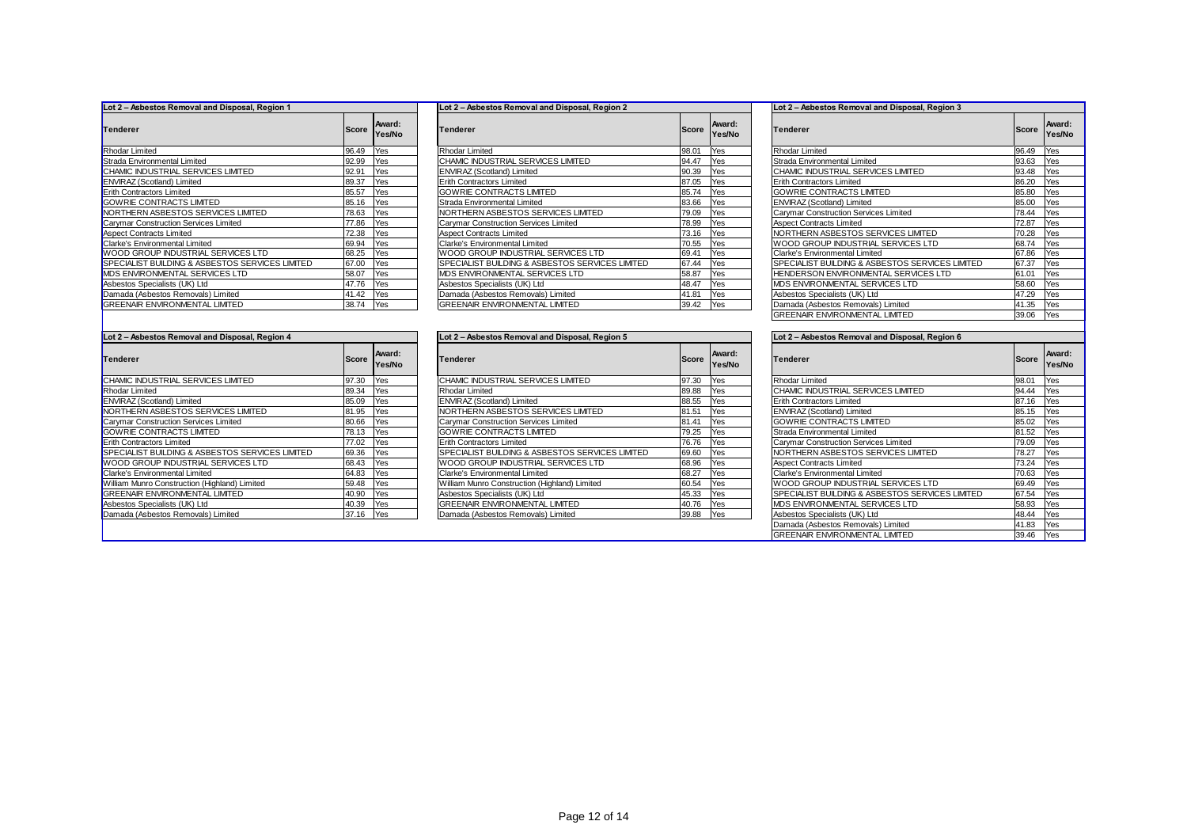**Lot 2 – Asbestos Removal and Disposal, Region 1**

| Tenderer | Score | Award: Yes/No |
|---|---|---|
| Rhodar Limited | 96.49 | Yes |
| Strada Environmental Limited | 92.99 | Yes |
| CHAMIC INDUSTRIAL SERVICES LIMITED | 92.91 | Yes |
| ENVIRAZ (Scotland) Limited | 89.37 | Yes |
| Erith Contractors Limited | 85.57 | Yes |
| GOWRIE CONTRACTS LIMITED | 85.16 | Yes |
| NORTHERN ASBESTOS SERVICES LIMITED | 78.63 | Yes |
| Carymar Construction Services Limited | 77.86 | Yes |
| Aspect Contracts Limited | 72.38 | Yes |
| Clarke's Environmental Limited | 69.94 | Yes |
| WOOD GROUP INDUSTRIAL SERVICES LTD | 68.25 | Yes |
| SPECIALIST BUILDING & ASBESTOS SERVICES LIMITED | 67.00 | Yes |
| MDS ENVIRONMENTAL SERVICES LTD | 58.07 | Yes |
| Asbestos Specialists (UK) Ltd | 47.76 | Yes |
| Damada (Asbestos Removals) Limited | 41.42 | Yes |
| GREENAIR ENVIRONMENTAL LIMITED | 38.74 | Yes |

**Lot 2 – Asbestos Removal and Disposal, Region 2**

| Tenderer | Score | Award: Yes/No |
|---|---|---|
| Rhodar Limited | 98.01 | Yes |
| CHAMIC INDUSTRIAL SERVICES LIMITED | 94.47 | Yes |
| ENVIRAZ (Scotland) Limited | 90.39 | Yes |
| Erith Contractors Limited | 87.05 | Yes |
| GOWRIE CONTRACTS LIMITED | 85.74 | Yes |
| Strada Environmental Limited | 83.66 | Yes |
| NORTHERN ASBESTOS SERVICES LIMITED | 79.09 | Yes |
| Carymar Construction Services Limited | 78.99 | Yes |
| Aspect Contracts Limited | 73.16 | Yes |
| Clarke's Environmental Limited | 70.55 | Yes |
| WOOD GROUP INDUSTRIAL SERVICES LTD | 69.41 | Yes |
| SPECIALIST BUILDING & ASBESTOS SERVICES LIMITED | 67.44 | Yes |
| MDS ENVIRONMENTAL SERVICES LTD | 58.87 | Yes |
| Asbestos Specialists (UK) Ltd | 48.47 | Yes |
| Damada (Asbestos Removals) Limited | 41.81 | Yes |
| GREENAIR ENVIRONMENTAL LIMITED | 39.42 | Yes |

**Lot 2 – Asbestos Removal and Disposal, Region 3**

| Tenderer | Score | Award: Yes/No |
|---|---|---|
| Rhodar Limited | 96.49 | Yes |
| Strada Environmental Limited | 93.63 | Yes |
| CHAMIC INDUSTRIAL SERVICES LIMITED | 93.48 | Yes |
| Erith Contractors Limited | 86.20 | Yes |
| GOWRIE CONTRACTS LIMITED | 85.80 | Yes |
| ENVIRAZ (Scotland) Limited | 85.00 | Yes |
| Carymar Construction Services Limited | 78.44 | Yes |
| Aspect Contracts Limited | 72.87 | Yes |
| NORTHERN ASBESTOS SERVICES LIMITED | 70.28 | Yes |
| WOOD GROUP INDUSTRIAL SERVICES LTD | 68.74 | Yes |
| Clarke's Environmental Limited | 67.86 | Yes |
| SPECIALIST BUILDING & ASBESTOS SERVICES LIMITED | 67.37 | Yes |
| HENDERSON ENVIRONMENTAL SERVICES LTD | 61.01 | Yes |
| MDS ENVIRONMENTAL SERVICES LTD | 58.60 | Yes |
| Asbestos Specialists (UK) Ltd | 47.29 | Yes |
| Damada (Asbestos Removals) Limited | 41.35 | Yes |
| GREENAIR ENVIRONMENTAL LIMITED | 39.06 | Yes |

**Lot 2 – Asbestos Removal and Disposal, Region 4**

| Tenderer | Score | Award: Yes/No |
|---|---|---|
| CHAMIC INDUSTRIAL SERVICES LIMITED | 97.30 | Yes |
| Rhodar Limited | 89.34 | Yes |
| ENVIRAZ (Scotland) Limited | 85.09 | Yes |
| NORTHERN ASBESTOS SERVICES LIMITED | 81.95 | Yes |
| Carymar Construction Services Limited | 80.66 | Yes |
| GOWRIE CONTRACTS LIMITED | 78.13 | Yes |
| Erith Contractors Limited | 77.02 | Yes |
| SPECIALIST BUILDING & ASBESTOS SERVICES LIMITED | 69.36 | Yes |
| WOOD GROUP INDUSTRIAL SERVICES LTD | 68.43 | Yes |
| Clarke's Environmental Limited | 64.83 | Yes |
| William Munro Construction (Highland) Limited | 59.48 | Yes |
| GREENAIR ENVIRONMENTAL LIMITED | 40.90 | Yes |
| Asbestos Specialists (UK) Ltd | 40.39 | Yes |
| Damada (Asbestos Removals) Limited | 37.16 | Yes |

**Lot 2 – Asbestos Removal and Disposal, Region 5**

| Tenderer | Score | Award: Yes/No |
|---|---|---|
| CHAMIC INDUSTRIAL SERVICES LIMITED | 97.30 | Yes |
| Rhodar Limited | 89.88 | Yes |
| ENVIRAZ (Scotland) Limited | 88.55 | Yes |
| NORTHERN ASBESTOS SERVICES LIMITED | 81.51 | Yes |
| Carymar Construction Services Limited | 81.41 | Yes |
| GOWRIE CONTRACTS LIMITED | 79.25 | Yes |
| Erith Contractors Limited | 76.76 | Yes |
| SPECIALIST BUILDING & ASBESTOS SERVICES LIMITED | 69.60 | Yes |
| WOOD GROUP INDUSTRIAL SERVICES LTD | 68.96 | Yes |
| Clarke's Environmental Limited | 68.27 | Yes |
| William Munro Construction (Highland) Limited | 60.54 | Yes |
| Asbestos Specialists (UK) Ltd | 45.33 | Yes |
| GREENAIR ENVIRONMENTAL LIMITED | 40.76 | Yes |
| Damada (Asbestos Removals) Limited | 39.88 | Yes |

**Lot 2 – Asbestos Removal and Disposal, Region 6**

| Tenderer | Score | Award: Yes/No |
|---|---|---|
| Rhodar Limited | 98.01 | Yes |
| CHAMIC INDUSTRIAL SERVICES LIMITED | 94.44 | Yes |
| Erith Contractors Limited | 87.16 | Yes |
| ENVIRAZ (Scotland) Limited | 85.15 | Yes |
| GOWRIE CONTRACTS LIMITED | 85.02 | Yes |
| Strada Environmental Limited | 81.52 | Yes |
| Carymar Construction Services Limited | 79.09 | Yes |
| NORTHERN ASBESTOS SERVICES LIMITED | 78.27 | Yes |
| Aspect Contracts Limited | 73.24 | Yes |
| Clarke's Environmental Limited | 70.63 | Yes |
| WOOD GROUP INDUSTRIAL SERVICES LTD | 69.49 | Yes |
| SPECIALIST BUILDING & ASBESTOS SERVICES LIMITED | 67.54 | Yes |
| MDS ENVIRONMENTAL SERVICES LTD | 58.93 | Yes |
| Asbestos Specialists (UK) Ltd | 48.44 | Yes |
| Damada (Asbestos Removals) Limited | 41.83 | Yes |
| GREENAIR ENVIRONMENTAL LIMITED | 39.46 | Yes |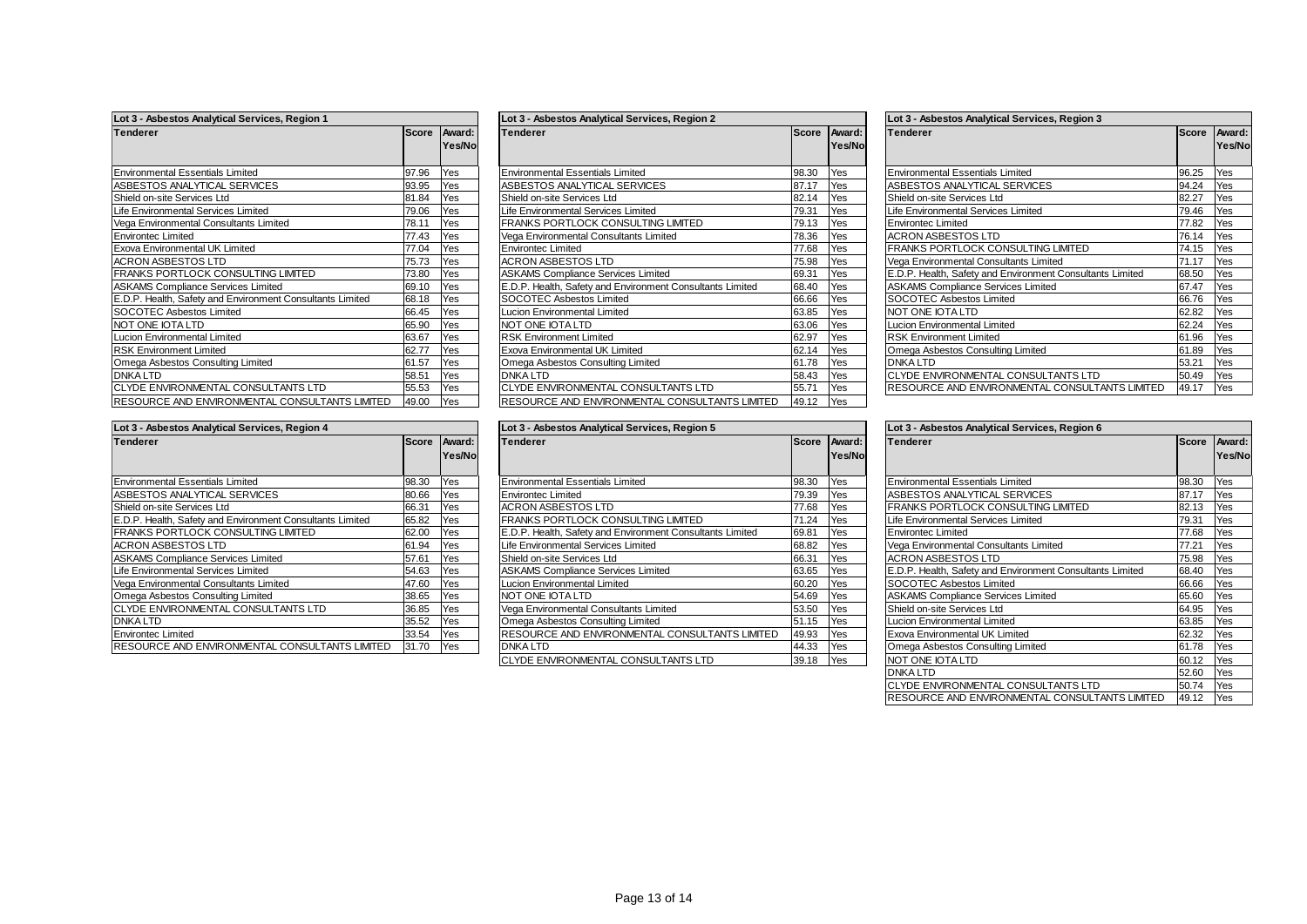**Lot 3 - Asbestos Analytical Services, Region 1**

| Tenderer | Score | Award: Yes/No |
|---|---|---|
| Environmental Essentials Limited | 97.96 | Yes |
| ASBESTOS ANALYTICAL SERVICES | 93.95 | Yes |
| Shield on-site Services Ltd | 81.84 | Yes |
| Life Environmental Services Limited | 79.06 | Yes |
| Vega Environmental Consultants Limited | 78.11 | Yes |
| Environtec Limited | 77.43 | Yes |
| Exova Environmental UK Limited | 77.04 | Yes |
| ACRON ASBESTOS LTD | 75.73 | Yes |
| FRANKS PORTLOCK CONSULTING LIMITED | 73.80 | Yes |
| ASKAMS Compliance Services Limited | 69.10 | Yes |
| E.D.P. Health, Safety and Environment Consultants Limited | 68.18 | Yes |
| SOCOTEC Asbestos Limited | 66.45 | Yes |
| NOT ONE IOTA LTD | 65.90 | Yes |
| Lucion Environmental Limited | 63.67 | Yes |
| RSK Environment Limited | 62.77 | Yes |
| Omega Asbestos Consulting Limited | 61.57 | Yes |
| DNKA LTD | 58.51 | Yes |
| CLYDE ENVIRONMENTAL CONSULTANTS LTD | 55.53 | Yes |
| RESOURCE AND ENVIRONMENTAL CONSULTANTS LIMITED | 49.00 | Yes |

**Lot 3 - Asbestos Analytical Services, Region 2**

| Tenderer | Score | Award: Yes/No |
|---|---|---|
| Environmental Essentials Limited | 98.30 | Yes |
| ASBESTOS ANALYTICAL SERVICES | 87.17 | Yes |
| Shield on-site Services Ltd | 82.14 | Yes |
| Life Environmental Services Limited | 79.31 | Yes |
| FRANKS PORTLOCK CONSULTING LIMITED | 79.13 | Yes |
| Vega Environmental Consultants Limited | 78.36 | Yes |
| Environtec Limited | 77.68 | Yes |
| ACRON ASBESTOS LTD | 75.98 | Yes |
| ASKAMS Compliance Services Limited | 69.31 | Yes |
| E.D.P. Health, Safety and Environment Consultants Limited | 68.40 | Yes |
| SOCOTEC Asbestos Limited | 66.66 | Yes |
| Lucion Environmental Limited | 63.85 | Yes |
| NOT ONE IOTA LTD | 63.06 | Yes |
| RSK Environment Limited | 62.97 | Yes |
| Exova Environmental UK Limited | 62.14 | Yes |
| Omega Asbestos Consulting Limited | 61.78 | Yes |
| DNKA LTD | 58.43 | Yes |
| CLYDE ENVIRONMENTAL CONSULTANTS LTD | 55.71 | Yes |
| RESOURCE AND ENVIRONMENTAL CONSULTANTS LIMITED | 49.12 | Yes |

**Lot 3 - Asbestos Analytical Services, Region 3**

| Tenderer | Score | Award: Yes/No |
|---|---|---|
| Environmental Essentials Limited | 96.25 | Yes |
| ASBESTOS ANALYTICAL SERVICES | 94.24 | Yes |
| Shield on-site Services Ltd | 82.27 | Yes |
| Life Environmental Services Limited | 79.46 | Yes |
| Environtec Limited | 77.82 | Yes |
| ACRON ASBESTOS LTD | 76.14 | Yes |
| FRANKS PORTLOCK CONSULTING LIMITED | 74.15 | Yes |
| Vega Environmental Consultants Limited | 71.17 | Yes |
| E.D.P. Health, Safety and Environment Consultants Limited | 68.50 | Yes |
| ASKAMS Compliance Services Limited | 67.47 | Yes |
| SOCOTEC Asbestos Limited | 66.76 | Yes |
| NOT ONE IOTA LTD | 62.82 | Yes |
| Lucion Environmental Limited | 62.24 | Yes |
| RSK Environment Limited | 61.96 | Yes |
| Omega Asbestos Consulting Limited | 61.89 | Yes |
| DNKA LTD | 53.21 | Yes |
| CLYDE ENVIRONMENTAL CONSULTANTS LTD | 50.49 | Yes |
| RESOURCE AND ENVIRONMENTAL CONSULTANTS LIMITED | 49.17 | Yes |

**Lot 3 - Asbestos Analytical Services, Region 4**

| Tenderer | Score | Award: Yes/No |
|---|---|---|
| Environmental Essentials Limited | 98.30 | Yes |
| ASBESTOS ANALYTICAL SERVICES | 80.66 | Yes |
| Shield on-site Services Ltd | 66.31 | Yes |
| E.D.P. Health, Safety and Environment Consultants Limited | 65.82 | Yes |
| FRANKS PORTLOCK CONSULTING LIMITED | 62.00 | Yes |
| ACRON ASBESTOS LTD | 61.94 | Yes |
| ASKAMS Compliance Services Limited | 57.61 | Yes |
| Life Environmental Services Limited | 54.63 | Yes |
| Vega Environmental Consultants Limited | 47.60 | Yes |
| Omega Asbestos Consulting Limited | 38.65 | Yes |
| CLYDE ENVIRONMENTAL CONSULTANTS LTD | 36.85 | Yes |
| DNKA LTD | 35.52 | Yes |
| Environtec Limited | 33.54 | Yes |
| RESOURCE AND ENVIRONMENTAL CONSULTANTS LIMITED | 31.70 | Yes |

**Lot 3 - Asbestos Analytical Services, Region 5**

| Tenderer | Score | Award: Yes/No |
|---|---|---|
| Environmental Essentials Limited | 98.30 | Yes |
| Environtec Limited | 79.39 | Yes |
| ACRON ASBESTOS LTD | 77.68 | Yes |
| FRANKS PORTLOCK CONSULTING LIMITED | 71.24 | Yes |
| E.D.P. Health, Safety and Environment Consultants Limited | 69.81 | Yes |
| Life Environmental Services Limited | 68.82 | Yes |
| Shield on-site Services Ltd | 66.31 | Yes |
| ASKAMS Compliance Services Limited | 63.65 | Yes |
| Lucion Environmental Limited | 60.20 | Yes |
| NOT ONE IOTA LTD | 54.69 | Yes |
| Vega Environmental Consultants Limited | 53.50 | Yes |
| Omega Asbestos Consulting Limited | 51.15 | Yes |
| RESOURCE AND ENVIRONMENTAL CONSULTANTS LIMITED | 49.93 | Yes |
| DNKA LTD | 44.33 | Yes |
| CLYDE ENVIRONMENTAL CONSULTANTS LTD | 39.18 | Yes |

**Lot 3 - Asbestos Analytical Services, Region 6**

| Tenderer | Score | Award: Yes/No |
|---|---|---|
| Environmental Essentials Limited | 98.30 | Yes |
| ASBESTOS ANALYTICAL SERVICES | 87.17 | Yes |
| FRANKS PORTLOCK CONSULTING LIMITED | 82.13 | Yes |
| Life Environmental Services Limited | 79.31 | Yes |
| Environtec Limited | 77.68 | Yes |
| Vega Environmental Consultants Limited | 77.21 | Yes |
| ACRON ASBESTOS LTD | 75.98 | Yes |
| E.D.P. Health, Safety and Environment Consultants Limited | 68.40 | Yes |
| SOCOTEC Asbestos Limited | 66.66 | Yes |
| ASKAMS Compliance Services Limited | 65.60 | Yes |
| Shield on-site Services Ltd | 64.95 | Yes |
| Lucion Environmental Limited | 63.85 | Yes |
| Exova Environmental UK Limited | 62.32 | Yes |
| Omega Asbestos Consulting Limited | 61.78 | Yes |
| NOT ONE IOTA LTD | 60.12 | Yes |
| DNKA LTD | 52.60 | Yes |
| CLYDE ENVIRONMENTAL CONSULTANTS LTD | 50.74 | Yes |
| RESOURCE AND ENVIRONMENTAL CONSULTANTS LIMITED | 49.12 | Yes |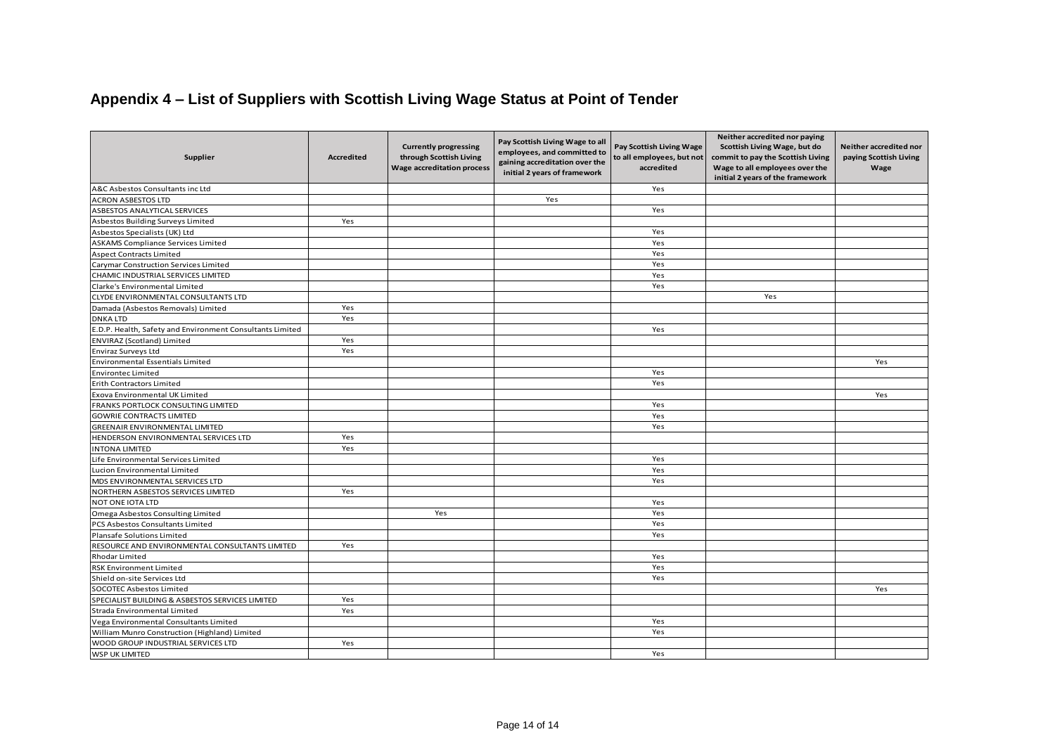# Appendix 4 – List of Suppliers with Scottish Living Wage Status at Point of Tender

| Supplier | Accredited | Currently progressing through Scottish Living Wage accreditation process | Pay Scottish Living Wage to all employees, and committed to gaining accreditation over the initial 2 years of framework | Pay Scottish Living Wage to all employees, but not accredited | Neither accredited nor paying Scottish Living Wage, but do commit to pay the Scottish Living Wage to all employees over the initial 2 years of the framework | Neither accredited nor paying Scottish Living Wage |
|---|---|---|---|---|---|---|
| A&C Asbestos Consultants inc Ltd | | | | Yes | | |
| ACRON ASBESTOS LTD | | | Yes | | | |
| ASBESTOS ANALYTICAL SERVICES | | | | Yes | | |
| Asbestos Building Surveys Limited | Yes | | | | | |
| Asbestos Specialists (UK) Ltd | | | | Yes | | |
| ASKAMS Compliance Services Limited | | | | Yes | | |
| Aspect Contracts Limited | | | | Yes | | |
| Carymar Construction Services Limited | | | | Yes | | |
| CHAMIC INDUSTRIAL SERVICES LIMITED | | | | Yes | | |
| Clarke's Environmental Limited | | | | Yes | | |
| CLYDE ENVIRONMENTAL CONSULTANTS LTD | | | | | Yes | |
| Damada (Asbestos Removals) Limited | Yes | | | | | |
| DNKA LTD | Yes | | | | | |
| E.D.P. Health, Safety and Environment Consultants Limited | | | | Yes | | |
| ENVIRAZ (Scotland) Limited | Yes | | | | | |
| Enviraz Surveys Ltd | Yes | | | | | |
| Environmental Essentials Limited | | | | | | Yes |
| Environtec Limited | | | | Yes | | |
| Erith Contractors Limited | | | | Yes | | |
| Exova Environmental UK Limited | | | | | | Yes |
| FRANKS PORTLOCK CONSULTING LIMITED | | | | Yes | | |
| GOWRIE CONTRACTS LIMITED | | | | Yes | | |
| GREENAIR ENVIRONMENTAL LIMITED | | | | Yes | | |
| HENDERSON ENVIRONMENTAL SERVICES LTD | Yes | | | | | |
| INTONA LIMITED | Yes | | | | | |
| Life Environmental Services Limited | | | | Yes | | |
| Lucion Environmental Limited | | | | Yes | | |
| MDS ENVIRONMENTAL SERVICES LTD | | | | Yes | | |
| NORTHERN ASBESTOS SERVICES LIMITED | Yes | | | | | |
| NOT ONE IOTA LTD | | | | Yes | | |
| Omega Asbestos Consulting Limited | | Yes | | Yes | | |
| PCS Asbestos Consultants Limited | | | | Yes | | |
| Plansafe Solutions Limited | | | | Yes | | |
| RESOURCE AND ENVIRONMENTAL CONSULTANTS LIMITED | Yes | | | | | |
| Rhodar Limited | | | | Yes | | |
| RSK Environment Limited | | | | Yes | | |
| Shield on-site Services Ltd | | | | Yes | | |
| SOCOTEC Asbestos Limited | | | | | | Yes |
| SPECIALIST BUILDING & ASBESTOS SERVICES LIMITED | Yes | | | | | |
| Strada Environmental Limited | Yes | | | | | |
| Vega Environmental Consultants Limited | | | | Yes | | |
| William Munro Construction (Highland) Limited | | | | Yes | | |
| WOOD GROUP INDUSTRIAL SERVICES LTD | Yes | | | | | |
| WSP UK LIMITED | | | | Yes | | |